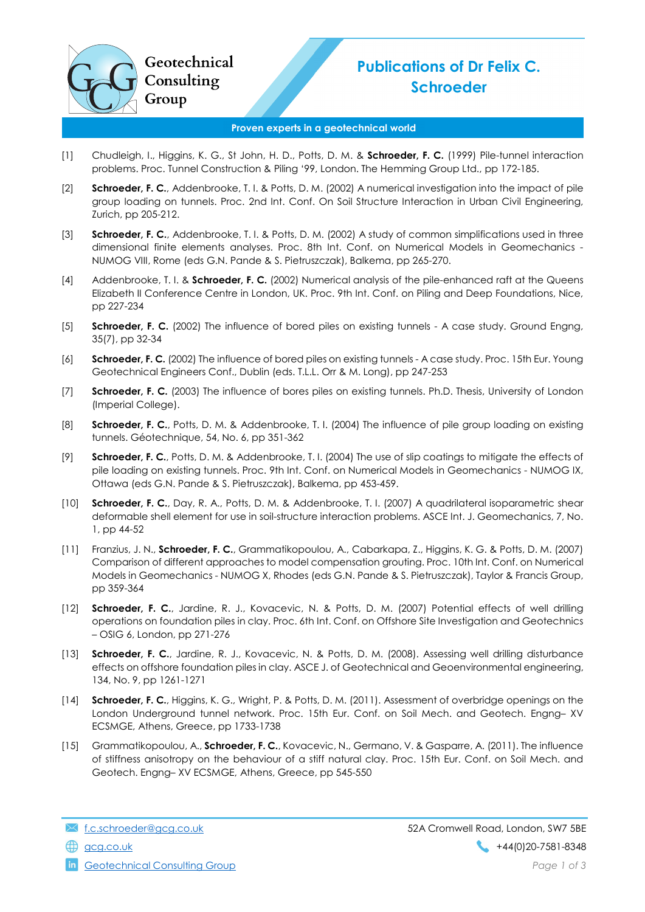Geotechnical Consulting Group

# Publications of Dr Felix C. Schroeder

**Proven experts in a geotechnical world**

[1] Chudleigh, I., Higgins, K. G., St John, H. D., Potts, D. M. & **Schroeder, F. C.** (1999) Pile-tunnel interaction problems. Proc. Tunnel Construction & Piling '99, London. The Hemming Group Ltd., pp 172-185.

[2] **Schroeder, F. C.**, Addenbrooke, T. I. & Potts, D. M. (2002) A numerical investigation into the impact of pile group loading on tunnels. Proc. 2nd Int. Conf. On Soil Structure Interaction in Urban Civil Engineering, Zurich, pp 205-212.

[3] **Schroeder, F. C.**, Addenbrooke, T. I. & Potts, D. M. (2002) A study of common simplifications used in three dimensional finite elements analyses. Proc. 8th Int. Conf. on Numerical Models in Geomechanics - NUMOG VIII, Rome (eds G.N. Pande & S. Pietruszczak), Balkema, pp 265-270.

[4] Addenbrooke, T. I. & **Schroeder, F. C.** (2002) Numerical analysis of the pile-enhanced raft at the Queens Elizabeth II Conference Centre in London, UK. Proc. 9th Int. Conf. on Piling and Deep Foundations, Nice, pp 227-234

[5] **Schroeder, F. C.** (2002) The influence of bored piles on existing tunnels - A case study. Ground Engng, 35(7), pp 32-34

[6] **Schroeder, F. C.** (2002) The influence of bored piles on existing tunnels - A case study. Proc. 15th Eur. Young Geotechnical Engineers Conf., Dublin (eds. T.L.L. Orr & M. Long), pp 247-253

[7] **Schroeder, F. C.** (2003) The influence of bores piles on existing tunnels. Ph.D. Thesis, University of London (Imperial College).

[8] **Schroeder, F. C.**, Potts, D. M. & Addenbrooke, T. I. (2004) The influence of pile group loading on existing tunnels. Géotechnique, 54, No. 6, pp 351-362

[9] **Schroeder, F. C.**, Potts, D. M. & Addenbrooke, T. I. (2004) The use of slip coatings to mitigate the effects of pile loading on existing tunnels. Proc. 9th Int. Conf. on Numerical Models in Geomechanics - NUMOG IX, Ottawa (eds G.N. Pande & S. Pietruszczak), Balkema, pp 453-459.

[10] **Schroeder, F. C.**, Day, R. A., Potts, D. M. & Addenbrooke, T. I. (2007) A quadrilateral isoparametric shear deformable shell element for use in soil-structure interaction problems. ASCE Int. J. Geomechanics, 7, No. 1, pp 44-52

[11] Franzius, J. N., **Schroeder, F. C.**, Grammatikopoulou, A., Cabarkapa, Z., Higgins, K. G. & Potts, D. M. (2007) Comparison of different approaches to model compensation grouting. Proc. 10th Int. Conf. on Numerical Models in Geomechanics - NUMOG X, Rhodes (eds G.N. Pande & S. Pietruszczak), Taylor & Francis Group, pp 359-364

[12] **Schroeder, F. C.**, Jardine, R. J., Kovacevic, N. & Potts, D. M. (2007) Potential effects of well drilling operations on foundation piles in clay. Proc. 6th Int. Conf. on Offshore Site Investigation and Geotechnics – OSIG 6, London, pp 271-276

[13] **Schroeder, F. C.**, Jardine, R. J., Kovacevic, N. & Potts, D. M. (2008). Assessing well drilling disturbance effects on offshore foundation piles in clay. ASCE J. of Geotechnical and Geoenvironmental engineering, 134, No. 9, pp 1261-1271

[14] **Schroeder, F. C.**, Higgins, K. G., Wright, P. & Potts, D. M. (2011). Assessment of overbridge openings on the London Underground tunnel network. Proc. 15th Eur. Conf. on Soil Mech. and Geotech. Engng– XV ECSMGE, Athens, Greece, pp 1733-1738

[15] Grammatikopoulou, A., **Schroeder, F. C.**, Kovacevic, N., Germano, V. & Gasparre, A. (2011). The influence of stiffness anisotropy on the behaviour of a stiff natural clay. Proc. 15th Eur. Conf. on Soil Mech. and Geotech. Engng– XV ECSMGE, Athens, Greece, pp 545-550

f.c.schroeder@gcg.co.uk
gcg.co.uk
Geotechnical Consulting Group
52A Cromwell Road, London, SW7 5BE
+44(0)20-7581-8348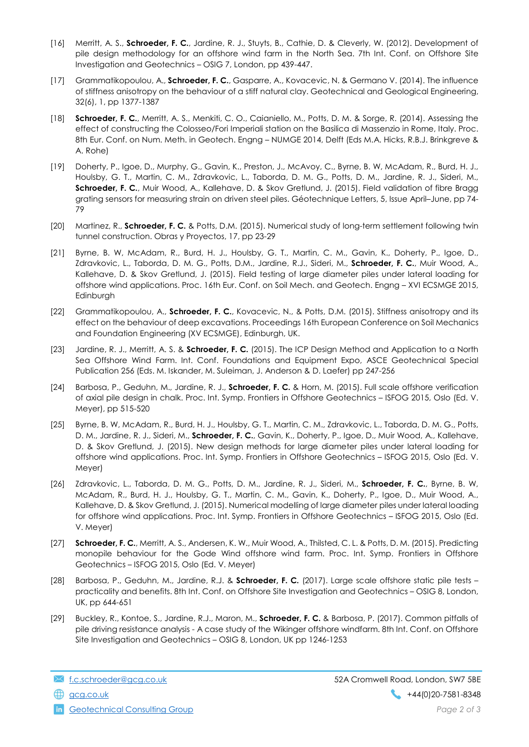[16] Merritt, A. S., **Schroeder, F. C.**, Jardine, R. J., Stuyts, B., Cathie, D. & Cleverly, W. (2012). Development of pile design methodology for an offshore wind farm in the North Sea. 7th Int. Conf. on Offshore Site Investigation and Geotechnics – OSIG 7, London, pp 439-447.

[17] Grammatikopoulou, A., **Schroeder, F. C.**, Gasparre, A., Kovacevic, N. & Germano V. (2014). The influence of stiffness anisotropy on the behaviour of a stiff natural clay. Geotechnical and Geological Engineering, 32(6), 1, pp 1377-1387

[18] **Schroeder, F. C.**, Merritt, A. S., Menkiti, C. O., Caianiello, M., Potts, D. M. & Sorge, R. (2014). Assessing the effect of constructing the Colosseo/Fori Imperiali station on the Basilica di Massenzio in Rome, Italy. Proc. 8th Eur. Conf. on Num. Meth. in Geotech. Engng – NUMGE 2014, Delft (Eds M.A. Hicks, R.B.J. Brinkgreve & A. Rohe)

[19] Doherty, P., Igoe, D., Murphy, G., Gavin, K., Preston, J., McAvoy, C., Byrne, B. W, McAdam, R., Burd, H. J., Houlsby, G. T., Martin, C. M., Zdravkovic, L., Taborda, D. M. G., Potts, D. M., Jardine, R. J., Sideri, M., **Schroeder, F. C.**, Muir Wood, A., Kallehave, D. & Skov Gretlund, J. (2015). Field validation of fibre Bragg grating sensors for measuring strain on driven steel piles. Géotechnique Letters, 5, Issue April–June, pp 74-79

[20] Martinez, R., **Schroeder, F. C.** & Potts, D.M. (2015). Numerical study of long-term settlement following twin tunnel construction. Obras y Proyectos, 17, pp 23-29

[21] Byrne, B. W, McAdam, R., Burd, H. J., Houlsby, G. T., Martin, C. M., Gavin, K., Doherty, P., Igoe, D., Zdravkovic, L., Taborda, D. M. G., Potts, D.M., Jardine, R.J., Sideri, M., **Schroeder, F. C.**, Muir Wood, A., Kallehave, D. & Skov Gretlund, J. (2015). Field testing of large diameter piles under lateral loading for offshore wind applications. Proc. 16th Eur. Conf. on Soil Mech. and Geotech. Engng – XVI ECSMGE 2015, Edinburgh

[22] Grammatikopoulou, A., **Schroeder, F. C.**, Kovacevic, N., & Potts, D.M. (2015). Stiffness anisotropy and its effect on the behaviour of deep excavations. Proceedings 16th European Conference on Soil Mechanics and Foundation Engineering (XV ECSMGE), Edinburgh, UK.

[23] Jardine, R. J., Merritt, A. S. & **Schroeder, F. C.** (2015). The ICP Design Method and Application to a North Sea Offshore Wind Farm. Int. Conf. Foundations and Equipment Expo, ASCE Geotechnical Special Publication 256 (Eds. M. Iskander, M. Suleiman, J. Anderson & D. Laefer) pp 247-256

[24] Barbosa, P., Geduhn, M., Jardine, R. J., **Schroeder, F. C.** & Horn, M. (2015). Full scale offshore verification of axial pile design in chalk. Proc. Int. Symp. Frontiers in Offshore Geotechnics – ISFOG 2015, Oslo (Ed. V. Meyer), pp 515-520

[25] Byrne, B. W, McAdam, R., Burd, H. J., Houlsby, G. T., Martin, C. M., Zdravkovic, L., Taborda, D. M. G., Potts, D. M., Jardine, R. J., Sideri, M., **Schroeder, F. C.**, Gavin, K., Doherty, P., Igoe, D., Muir Wood, A., Kallehave, D. & Skov Gretlund, J. (2015). New design methods for large diameter piles under lateral loading for offshore wind applications. Proc. Int. Symp. Frontiers in Offshore Geotechnics – ISFOG 2015, Oslo (Ed. V. Meyer)

[26] Zdravkovic, L., Taborda, D. M. G., Potts, D. M., Jardine, R. J., Sideri, M., **Schroeder, F. C.**, Byrne, B. W, McAdam, R., Burd, H. J., Houlsby, G. T., Martin, C. M., Gavin, K., Doherty, P., Igoe, D., Muir Wood, A., Kallehave, D. & Skov Gretlund, J. (2015). Numerical modelling of large diameter piles under lateral loading for offshore wind applications. Proc. Int. Symp. Frontiers in Offshore Geotechnics – ISFOG 2015, Oslo (Ed. V. Meyer)

[27] **Schroeder, F. C.**, Merritt, A. S., Andersen, K. W., Muir Wood, A., Thilsted, C. L. & Potts, D. M. (2015). Predicting monopile behaviour for the Gode Wind offshore wind farm. Proc. Int. Symp. Frontiers in Offshore Geotechnics – ISFOG 2015, Oslo (Ed. V. Meyer)

[28] Barbosa, P., Geduhn, M., Jardine, R.J. & **Schroeder, F. C.** (2017). Large scale offshore static pile tests – practicality and benefits. 8th Int. Conf. on Offshore Site Investigation and Geotechnics – OSIG 8, London, UK, pp 644-651

[29] Buckley, R., Kontoe, S., Jardine, R.J., Maron, M., **Schroeder, F. C.** & Barbosa, P. (2017). Common pitfalls of pile driving resistance analysis - A case study of the Wikinger offshore windfarm. 8th Int. Conf. on Offshore Site Investigation and Geotechnics – OSIG 8, London, UK pp 1246-1253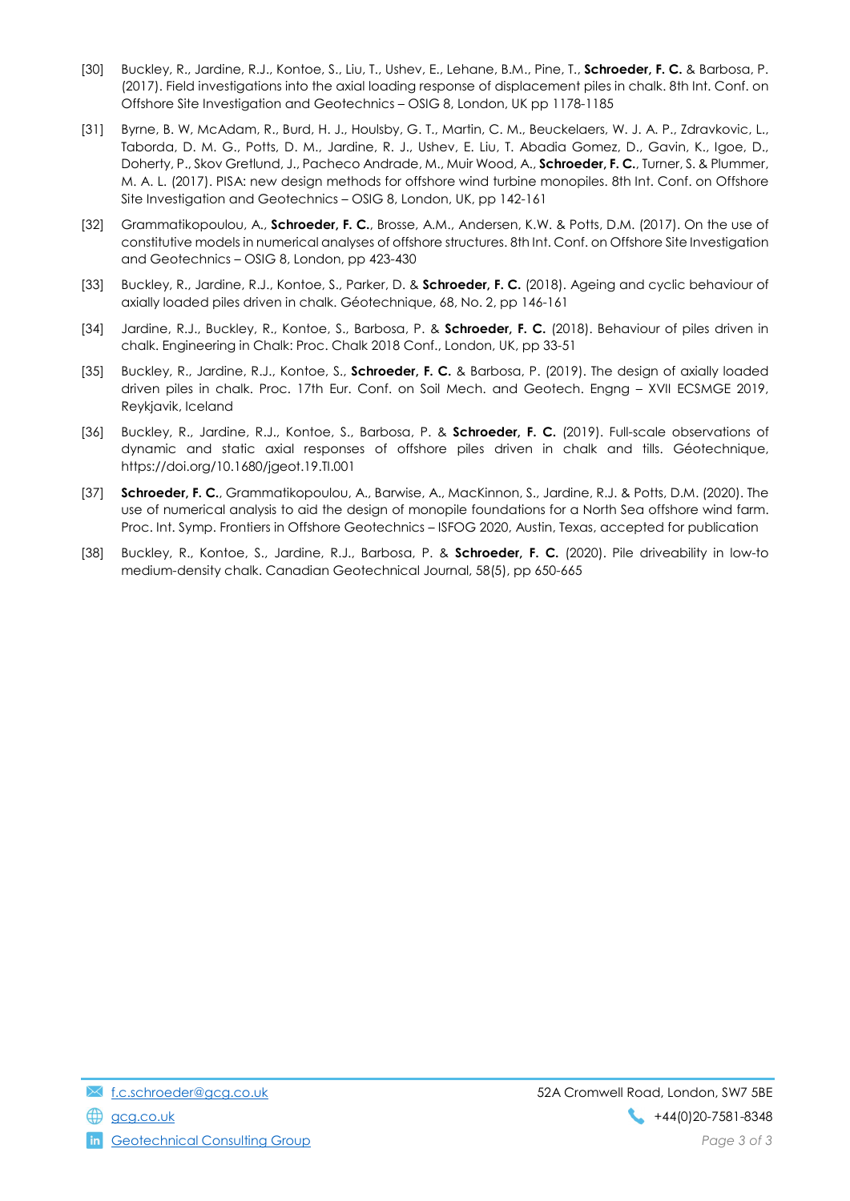[30] Buckley, R., Jardine, R.J., Kontoe, S., Liu, T., Ushev, E., Lehane, B.M., Pine, T., **Schroeder, F. C.** & Barbosa, P. (2017). Field investigations into the axial loading response of displacement piles in chalk. 8th Int. Conf. on Offshore Site Investigation and Geotechnics – OSIG 8, London, UK pp 1178-1185

[31] Byrne, B. W, McAdam, R., Burd, H. J., Houlsby, G. T., Martin, C. M., Beuckelaers, W. J. A. P., Zdravkovic, L., Taborda, D. M. G., Potts, D. M., Jardine, R. J., Ushev, E. Liu, T. Abadia Gomez, D., Gavin, K., Igoe, D., Doherty, P., Skov Gretlund, J., Pacheco Andrade, M., Muir Wood, A., **Schroeder, F. C.**, Turner, S. & Plummer, M. A. L. (2017). PISA: new design methods for offshore wind turbine monopiles. 8th Int. Conf. on Offshore Site Investigation and Geotechnics – OSIG 8, London, UK, pp 142-161

[32] Grammatikopoulou, A., **Schroeder, F. C.**, Brosse, A.M., Andersen, K.W. & Potts, D.M. (2017). On the use of constitutive models in numerical analyses of offshore structures. 8th Int. Conf. on Offshore Site Investigation and Geotechnics – OSIG 8, London, pp 423-430

[33] Buckley, R., Jardine, R.J., Kontoe, S., Parker, D. & **Schroeder, F. C.** (2018). Ageing and cyclic behaviour of axially loaded piles driven in chalk. Géotechnique, 68, No. 2, pp 146-161

[34] Jardine, R.J., Buckley, R., Kontoe, S., Barbosa, P. & **Schroeder, F. C.** (2018). Behaviour of piles driven in chalk. Engineering in Chalk: Proc. Chalk 2018 Conf., London, UK, pp 33-51

[35] Buckley, R., Jardine, R.J., Kontoe, S., **Schroeder, F. C.** & Barbosa, P. (2019). The design of axially loaded driven piles in chalk. Proc. 17th Eur. Conf. on Soil Mech. and Geotech. Engng – XVII ECSMGE 2019, Reykjavik, Iceland

[36] Buckley, R., Jardine, R.J., Kontoe, S., Barbosa, P. & **Schroeder, F. C.** (2019). Full-scale observations of dynamic and static axial responses of offshore piles driven in chalk and tills. Géotechnique, https://doi.org/10.1680/jgeot.19.TI.001

[37] **Schroeder, F. C.**, Grammatikopoulou, A., Barwise, A., MacKinnon, S., Jardine, R.J. & Potts, D.M. (2020). The use of numerical analysis to aid the design of monopile foundations for a North Sea offshore wind farm. Proc. Int. Symp. Frontiers in Offshore Geotechnics – ISFOG 2020, Austin, Texas, accepted for publication

[38] Buckley, R., Kontoe, S., Jardine, R.J., Barbosa, P. & **Schroeder, F. C.** (2020). Pile driveability in low-to medium-density chalk. Canadian Geotechnical Journal, 58(5), pp 650-665

f.c.schroeder@gcg.co.uk

gcg.co.uk

Geotechnical Consulting Group

52A Cromwell Road, London, SW7 5BE

+44(0)20-7581-8348